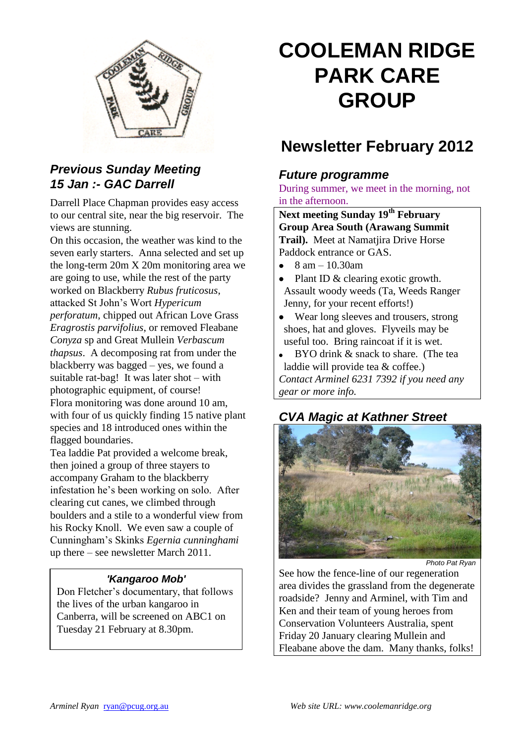# COOLEMAN RIDGE PARK CARE GROUP

## Newsletter February 2012

### *Previous Sunday Meeting 15 Jan :- GAC Darrell*

Darrell Place Chapman provides easy access to our central site, near the big reservoir. The views are stunning.

On this occasion, the weather was kind to the seven early starters. Anna selected and set up the long-term 20m X 20m monitoring area we are going to use, while the rest of the party worked on Blackberry *Rubus fruticosus*, attacked St John's Wort *Hypericum perforatum*, chipped out African Love Grass *Eragrostis parvifolius*, or removed Fleabane *Conyza* sp and Great Mullein *Verbascum thapsus*. A decomposing rat from under the blackberry was bagged – yes, we found a suitable rat-bag! It was later shot – with photographic equipment, of course!

Flora monitoring was done around 10 am, with four of us quickly finding 15 native plant species and 18 introduced ones within the flagged boundaries.

Tea laddie Pat provided a welcome break, then joined a group of three stayers to accompany Graham to the blackberry infestation he's been working on solo. After clearing cut canes, we climbed through boulders and a stile to a wonderful view from his Rocky Knoll. We even saw a couple of Cunningham's Skinks *Egernia cunninghami* up there – see newsletter March 2011.

#### *'Kangaroo Mob'*

Don Fletcher's documentary, that follows the lives of the urban kangaroo in Canberra, will be screened on ABC1 on Tuesday 21 February at 8.30pm.

### *Future programme*

During summer, we meet in the morning, not in the afternoon.

**Next meeting Sunday 19th February Group Area South (Arawang Summit Trail).** Meet at Namatjira Drive Horse Paddock entrance or GAS.

- 8 am – 10.30am
- Plant ID & clearing exotic growth. Assault woody weeds (Ta, Weeds Ranger Jenny, for your recent efforts!)
- Wear long sleeves and trousers, strong shoes, hat and gloves. Flyveils may be useful too. Bring raincoat if it is wet.
- BYO drink & snack to share. (The tea laddie will provide tea & coffee.)

*Contact Arminel 6231 7392 if you need any gear or more info.*

### *CVA Magic at Kathner Street*

Photo Pat Ryan

See how the fence-line of our regeneration area divides the grassland from the degenerate roadside? Jenny and Arminel, with Tim and Ken and their team of young heroes from Conservation Volunteers Australia, spent Friday 20 January clearing Mullein and Fleabane above the dam. Many thanks, folks!

*Arminel Ryan* ryan@pcug.org.au

*Web site URL: www.coolemanridge.org*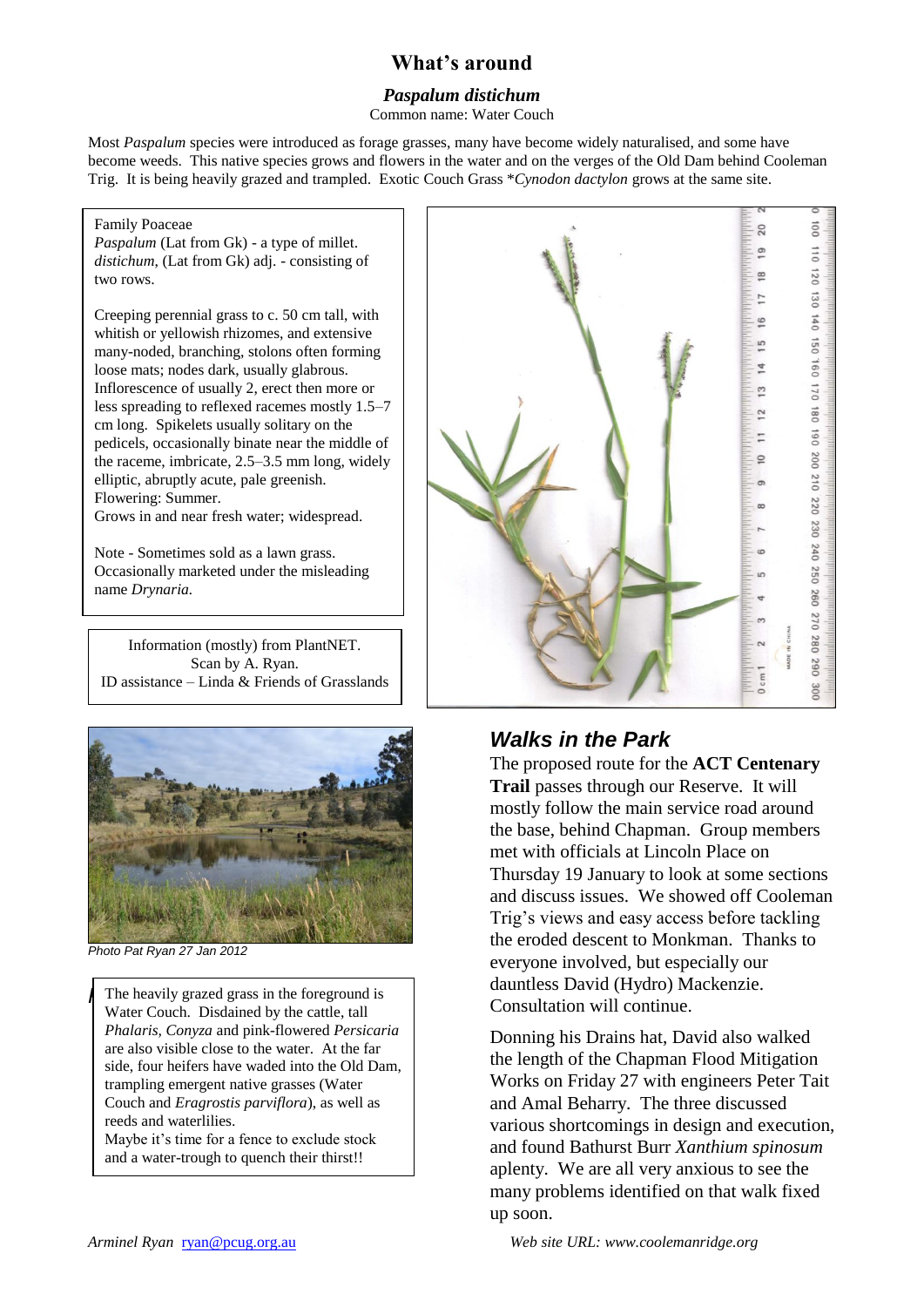# What's around

### *Paspalum distichum*

Common name: Water Couch

Most *Paspalum* species were introduced as forage grasses, many have become widely naturalised, and some have become weeds. This native species grows and flowers in the water and on the verges of the Old Dam behind Cooleman Trig. It is being heavily grazed and trampled. Exotic Couch Grass **Cynodon dactylon* grows at the same site.

Family Poaceae
*Paspalum* (Lat from Gk) - a type of millet.
*distichum*, (Lat from Gk) adj. - consisting of two rows.

Creeping perennial grass to c. 50 cm tall, with whitish or yellowish rhizomes, and extensive many-noded, branching, stolons often forming loose mats; nodes dark, usually glabrous. Inflorescence of usually 2, erect then more or less spreading to reflexed racemes mostly 1.5–7 cm long. Spikelets usually solitary on the pedicels, occasionally binate near the middle of the raceme, imbricate, 2.5–3.5 mm long, widely elliptic, abruptly acute, pale greenish.
Flowering: Summer.
Grows in and near fresh water; widespread.

Note - Sometimes sold as a lawn grass. Occasionally marketed under the misleading name *Drynaria*.

Information (mostly) from PlantNET.
Scan by A. Ryan.
ID assistance – Linda & Friends of Grasslands

Photo Pat Ryan 27 Jan 2012

The heavily grazed grass in the foreground is Water Couch. Disdained by the cattle, tall *Phalaris, Conyza* and pink-flowered *Persicaria* are also visible close to the water. At the far side, four heifers have waded into the Old Dam, trampling emergent native grasses (Water Couch and *Eragrostis parviflora*), as well as reeds and waterlilies.
Maybe it's time for a fence to exclude stock and a water-trough to quench their thirst!!

## *Walks in the Park*

The proposed route for the **ACT Centenary Trail** passes through our Reserve. It will mostly follow the main service road around the base, behind Chapman. Group members met with officials at Lincoln Place on Thursday 19 January to look at some sections and discuss issues. We showed off Cooleman Trig's views and easy access before tackling the eroded descent to Monkman. Thanks to everyone involved, but especially our dauntless David (Hydro) Mackenzie. Consultation will continue.

Donning his Drains hat, David also walked the length of the Chapman Flood Mitigation Works on Friday 27 with engineers Peter Tait and Amal Beharry. The three discussed various shortcomings in design and execution, and found Bathurst Burr *Xanthium spinosum* aplenty. We are all very anxious to see the many problems identified on that walk fixed up soon.

*Arminel Ryan* ryan@pcug.org.au

*Web site URL: www.coolemanridge.org*